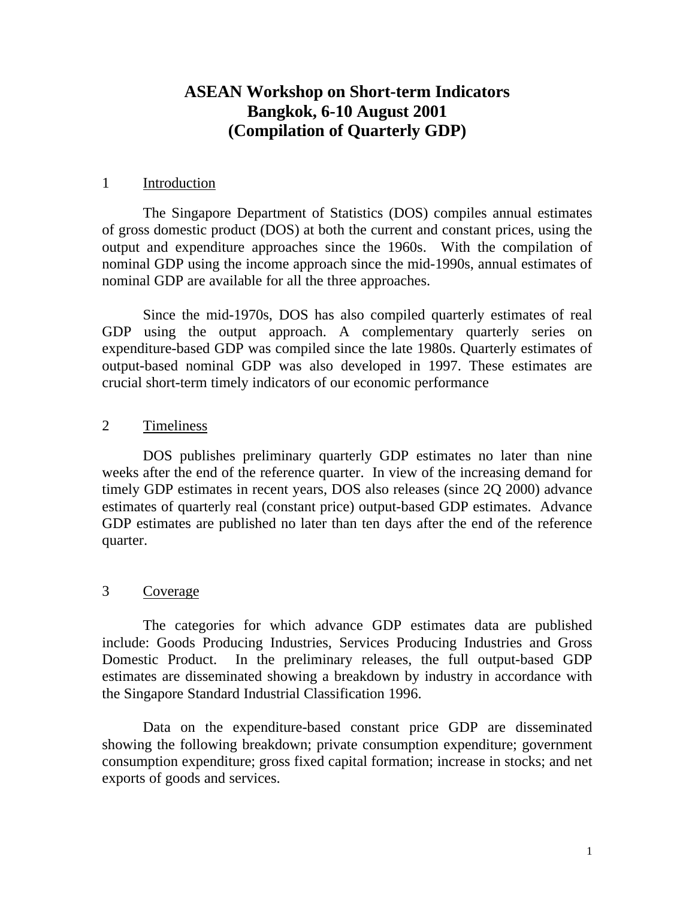# ASEAN Workshop on Short-term Indicators
# Bangkok, 6-10 August 2001
# (Compilation of Quarterly GDP)

## 1 Introduction

The Singapore Department of Statistics (DOS) compiles annual estimates of gross domestic product (DOS) at both the current and constant prices, using the output and expenditure approaches since the 1960s. With the compilation of nominal GDP using the income approach since the mid-1990s, annual estimates of nominal GDP are available for all the three approaches.

Since the mid-1970s, DOS has also compiled quarterly estimates of real GDP using the output approach. A complementary quarterly series on expenditure-based GDP was compiled since the late 1980s. Quarterly estimates of output-based nominal GDP was also developed in 1997. These estimates are crucial short-term timely indicators of our economic performance

## 2 Timeliness

DOS publishes preliminary quarterly GDP estimates no later than nine weeks after the end of the reference quarter. In view of the increasing demand for timely GDP estimates in recent years, DOS also releases (since 2Q 2000) advance estimates of quarterly real (constant price) output-based GDP estimates. Advance GDP estimates are published no later than ten days after the end of the reference quarter.

## 3 Coverage

The categories for which advance GDP estimates data are published include: Goods Producing Industries, Services Producing Industries and Gross Domestic Product. In the preliminary releases, the full output-based GDP estimates are disseminated showing a breakdown by industry in accordance with the Singapore Standard Industrial Classification 1996.

Data on the expenditure-based constant price GDP are disseminated showing the following breakdown; private consumption expenditure; government consumption expenditure; gross fixed capital formation; increase in stocks; and net exports of goods and services.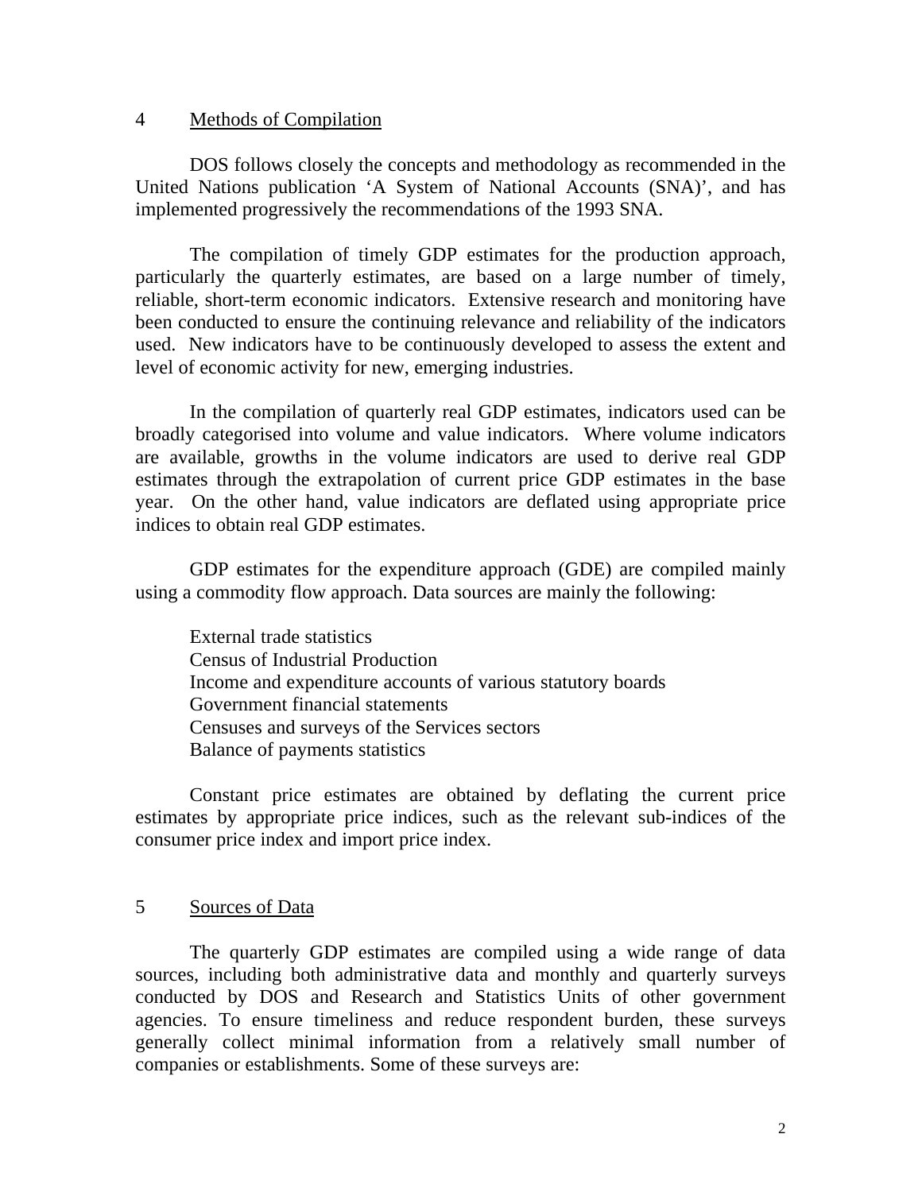## 4 Methods of Compilation

DOS follows closely the concepts and methodology as recommended in the United Nations publication 'A System of National Accounts (SNA)', and has implemented progressively the recommendations of the 1993 SNA.

The compilation of timely GDP estimates for the production approach, particularly the quarterly estimates, are based on a large number of timely, reliable, short-term economic indicators. Extensive research and monitoring have been conducted to ensure the continuing relevance and reliability of the indicators used. New indicators have to be continuously developed to assess the extent and level of economic activity for new, emerging industries.

In the compilation of quarterly real GDP estimates, indicators used can be broadly categorised into volume and value indicators. Where volume indicators are available, growths in the volume indicators are used to derive real GDP estimates through the extrapolation of current price GDP estimates in the base year. On the other hand, value indicators are deflated using appropriate price indices to obtain real GDP estimates.

GDP estimates for the expenditure approach (GDE) are compiled mainly using a commodity flow approach. Data sources are mainly the following:

External trade statistics
Census of Industrial Production
Income and expenditure accounts of various statutory boards
Government financial statements
Censuses and surveys of the Services sectors
Balance of payments statistics

Constant price estimates are obtained by deflating the current price estimates by appropriate price indices, such as the relevant sub-indices of the consumer price index and import price index.

## 5 Sources of Data

The quarterly GDP estimates are compiled using a wide range of data sources, including both administrative data and monthly and quarterly surveys conducted by DOS and Research and Statistics Units of other government agencies. To ensure timeliness and reduce respondent burden, these surveys generally collect minimal information from a relatively small number of companies or establishments. Some of these surveys are: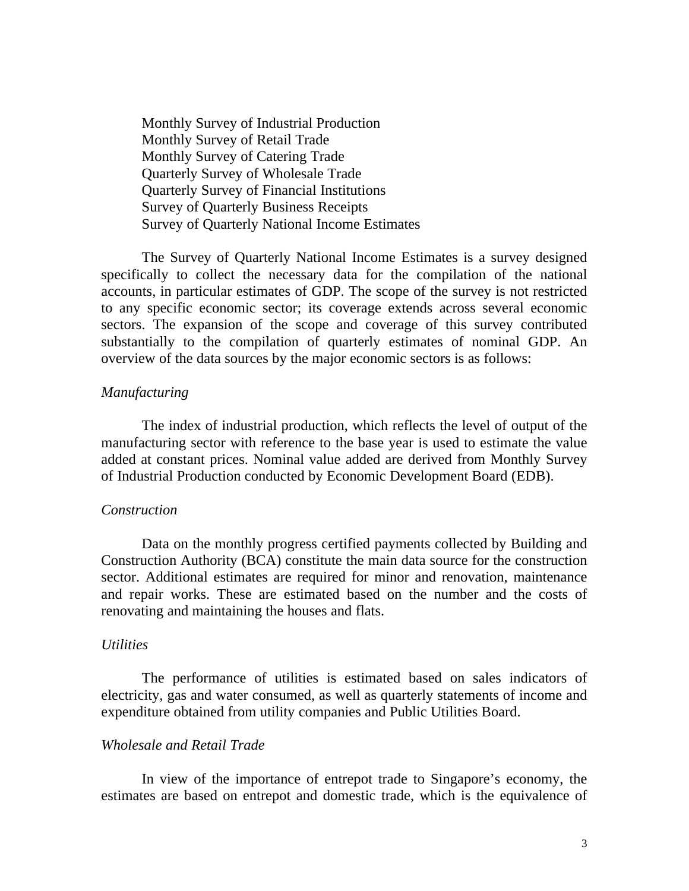Monthly Survey of Industrial Production
Monthly Survey of Retail Trade
Monthly Survey of Catering Trade
Quarterly Survey of Wholesale Trade
Quarterly Survey of Financial Institutions
Survey of Quarterly Business Receipts
Survey of Quarterly National Income Estimates

The Survey of Quarterly National Income Estimates is a survey designed specifically to collect the necessary data for the compilation of the national accounts, in particular estimates of GDP. The scope of the survey is not restricted to any specific economic sector; its coverage extends across several economic sectors. The expansion of the scope and coverage of this survey contributed substantially to the compilation of quarterly estimates of nominal GDP. An overview of the data sources by the major economic sectors is as follows:

*Manufacturing*

The index of industrial production, which reflects the level of output of the manufacturing sector with reference to the base year is used to estimate the value added at constant prices. Nominal value added are derived from Monthly Survey of Industrial Production conducted by Economic Development Board (EDB).

*Construction*

Data on the monthly progress certified payments collected by Building and Construction Authority (BCA) constitute the main data source for the construction sector. Additional estimates are required for minor and renovation, maintenance and repair works. These are estimated based on the number and the costs of renovating and maintaining the houses and flats.

*Utilities*

The performance of utilities is estimated based on sales indicators of electricity, gas and water consumed, as well as quarterly statements of income and expenditure obtained from utility companies and Public Utilities Board.

*Wholesale and Retail Trade*

In view of the importance of entrepot trade to Singapore's economy, the estimates are based on entrepot and domestic trade, which is the equivalence of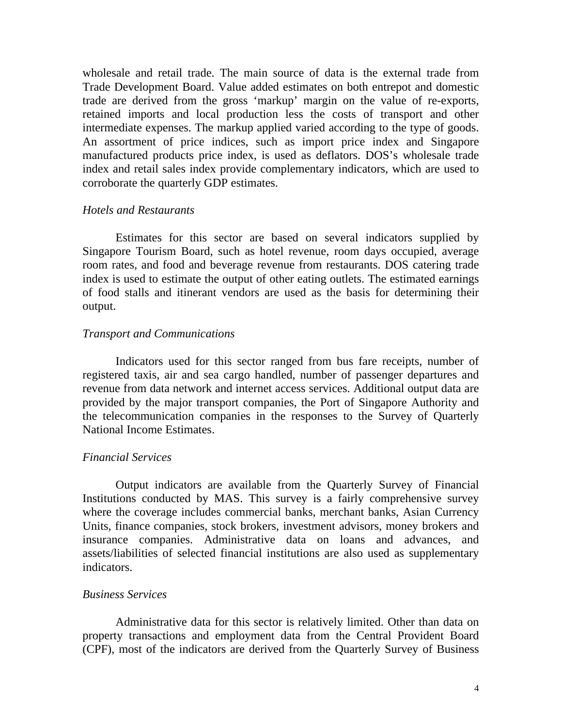wholesale and retail trade. The main source of data is the external trade from Trade Development Board. Value added estimates on both entrepot and domestic trade are derived from the gross 'markup' margin on the value of re-exports, retained imports and local production less the costs of transport and other intermediate expenses. The markup applied varied according to the type of goods. An assortment of price indices, such as import price index and Singapore manufactured products price index, is used as deflators. DOS's wholesale trade index and retail sales index provide complementary indicators, which are used to corroborate the quarterly GDP estimates.

*Hotels and Restaurants*

Estimates for this sector are based on several indicators supplied by Singapore Tourism Board, such as hotel revenue, room days occupied, average room rates, and food and beverage revenue from restaurants. DOS catering trade index is used to estimate the output of other eating outlets. The estimated earnings of food stalls and itinerant vendors are used as the basis for determining their output.

*Transport and Communications*

Indicators used for this sector ranged from bus fare receipts, number of registered taxis, air and sea cargo handled, number of passenger departures and revenue from data network and internet access services. Additional output data are provided by the major transport companies, the Port of Singapore Authority and the telecommunication companies in the responses to the Survey of Quarterly National Income Estimates.

*Financial Services*

Output indicators are available from the Quarterly Survey of Financial Institutions conducted by MAS. This survey is a fairly comprehensive survey where the coverage includes commercial banks, merchant banks, Asian Currency Units, finance companies, stock brokers, investment advisors, money brokers and insurance companies. Administrative data on loans and advances, and assets/liabilities of selected financial institutions are also used as supplementary indicators.

*Business Services*

Administrative data for this sector is relatively limited. Other than data on property transactions and employment data from the Central Provident Board (CPF), most of the indicators are derived from the Quarterly Survey of Business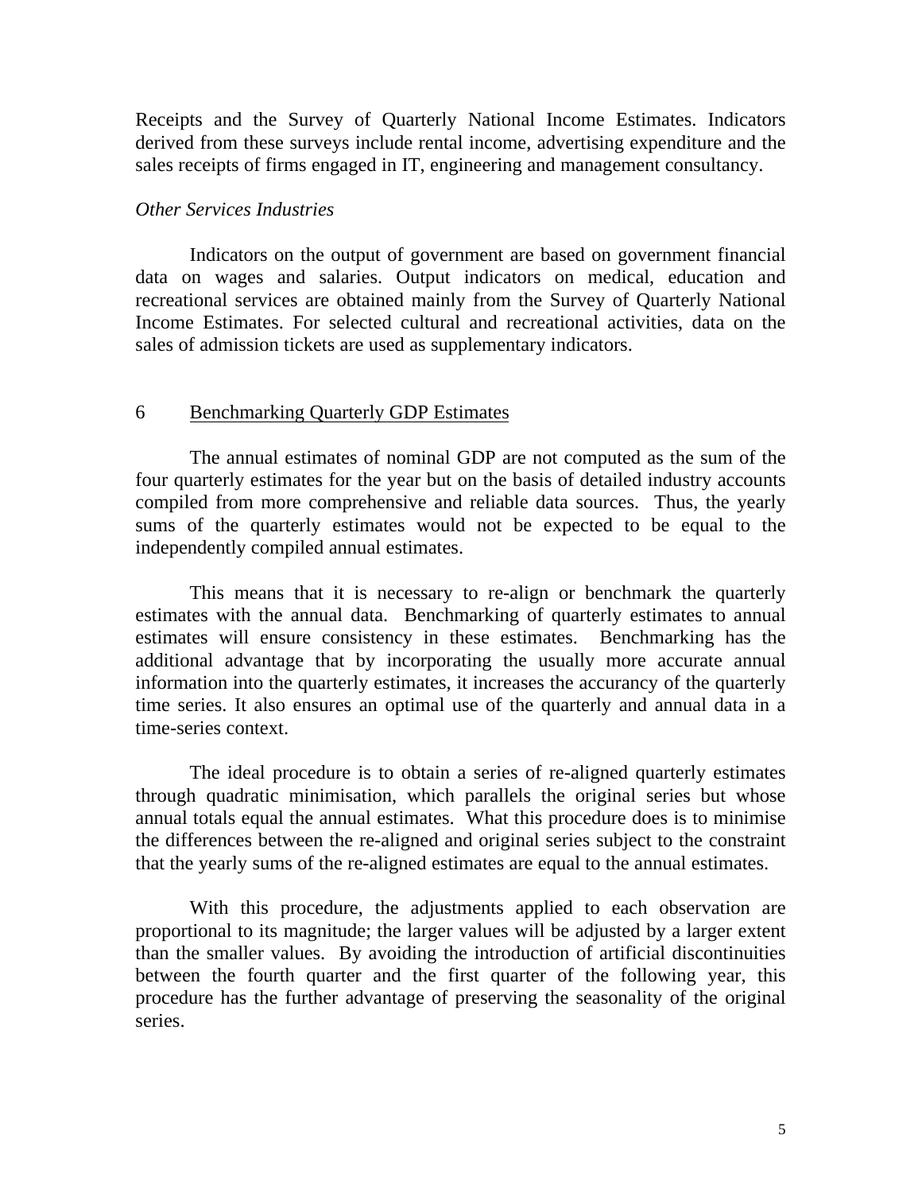Receipts and the Survey of Quarterly National Income Estimates. Indicators derived from these surveys include rental income, advertising expenditure and the sales receipts of firms engaged in IT, engineering and management consultancy.

*Other Services Industries*

Indicators on the output of government are based on government financial data on wages and salaries. Output indicators on medical, education and recreational services are obtained mainly from the Survey of Quarterly National Income Estimates. For selected cultural and recreational activities, data on the sales of admission tickets are used as supplementary indicators.

## 6 Benchmarking Quarterly GDP Estimates

The annual estimates of nominal GDP are not computed as the sum of the four quarterly estimates for the year but on the basis of detailed industry accounts compiled from more comprehensive and reliable data sources. Thus, the yearly sums of the quarterly estimates would not be expected to be equal to the independently compiled annual estimates.

This means that it is necessary to re-align or benchmark the quarterly estimates with the annual data. Benchmarking of quarterly estimates to annual estimates will ensure consistency in these estimates. Benchmarking has the additional advantage that by incorporating the usually more accurate annual information into the quarterly estimates, it increases the accurancy of the quarterly time series. It also ensures an optimal use of the quarterly and annual data in a time-series context.

The ideal procedure is to obtain a series of re-aligned quarterly estimates through quadratic minimisation, which parallels the original series but whose annual totals equal the annual estimates. What this procedure does is to minimise the differences between the re-aligned and original series subject to the constraint that the yearly sums of the re-aligned estimates are equal to the annual estimates.

With this procedure, the adjustments applied to each observation are proportional to its magnitude; the larger values will be adjusted by a larger extent than the smaller values. By avoiding the introduction of artificial discontinuities between the fourth quarter and the first quarter of the following year, this procedure has the further advantage of preserving the seasonality of the original series.